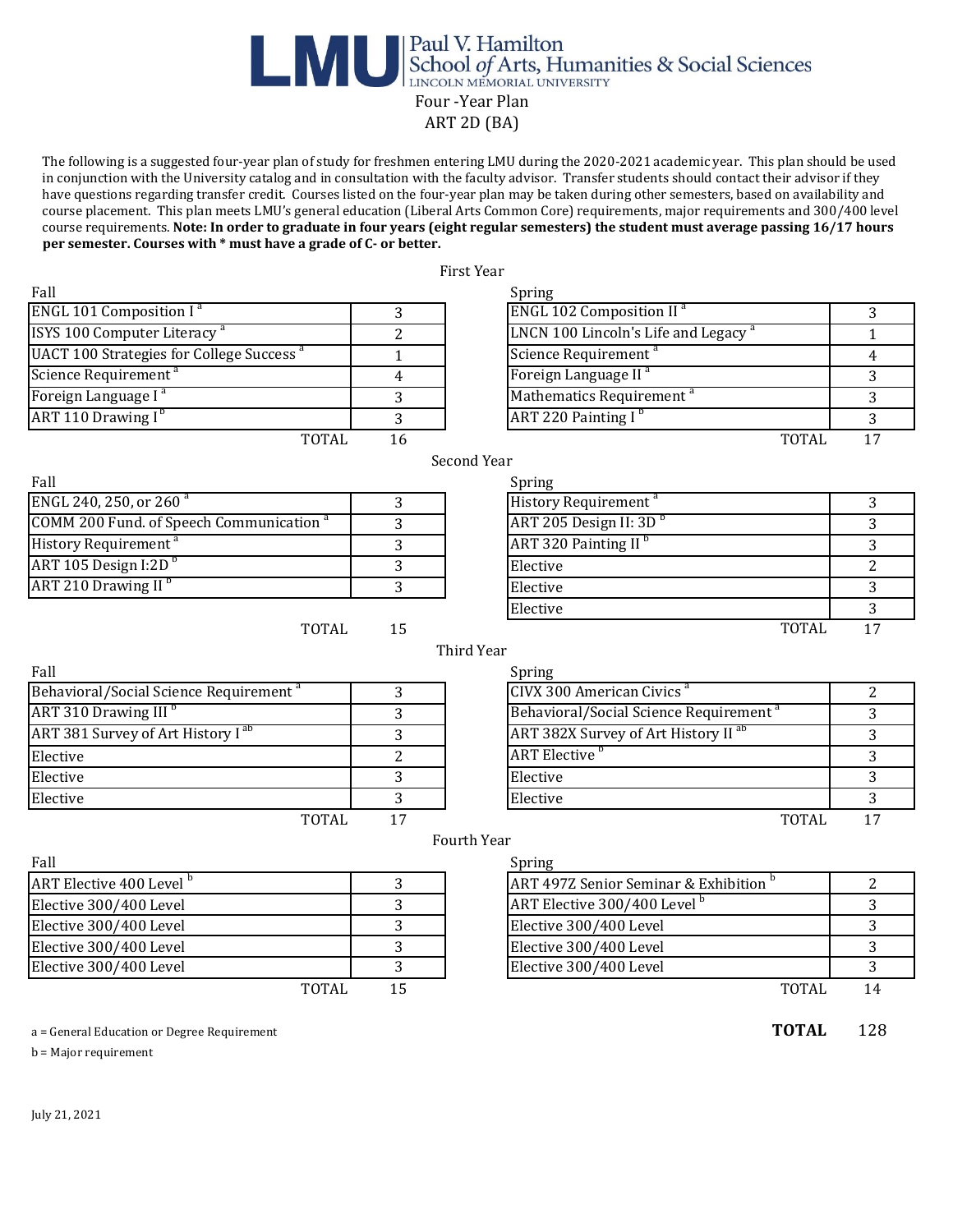# LMU | Paul V. Hamilton School of Arts, Humanities & Social Sciences

LINCOLN MEMORIAL UNIVERSITY

## Four -Year Plan

## ART 2D (BA)

The following is a suggested four-year plan of study for freshmen entering LMU during the 2020-2021 academic year. This plan should be used in conjunction with the University catalog and in consultation with the faculty advisor. Transfer students should contact their advisor if they have questions regarding transfer credit. Courses listed on the four-year plan may be taken during other semesters, based on availability and course placement. This plan meets LMU's general education (Liberal Arts Common Core) requirements, major requirements and 300/400 level course requirements. **Note: In order to graduate in four years (eight regular semesters) the student must average passing 16/17 hours per semester. Courses with * must have a grade of C- or better.**

### First Year

| Fall | | Spring | |
|---|---|---|---|
| ENGL 101 Composition I [a] | 3 | ENGL 102 Composition II [a] | 3 |
| ISYS 100 Computer Literacy [a] | 2 | LNCN 100 Lincoln's Life and Legacy [a] | 1 |
| UACT 100 Strategies for College Success [a] | 1 | Science Requirement [a] | 4 |
| Science Requirement [a] | 4 | Foreign Language II [a] | 3 |
| Foreign Language I [a] | 3 | Mathematics Requirement [a] | 3 |
| ART 110 Drawing I [b] | 3 | ART 220 Painting I [b] | 3 |
| TOTAL | 16 | TOTAL | 17 |

### Second Year

| Fall | | Spring | |
|---|---|---|---|
| ENGL 240, 250, or 260 [a] | 3 | History Requirement [a] | 3 |
| COMM 200 Fund. of Speech Communication [a] | 3 | ART 205 Design II: 3D [b] | 3 |
| History Requirement [a] | 3 | ART 320 Painting II [b] | 3 |
| ART 105 Design I:2D [b] | 3 | Elective | 2 |
| ART 210 Drawing II [b] | 3 | Elective | 3 |
| | | Elective | 3 |
| TOTAL | 15 | TOTAL | 17 |

### Third Year

| Fall | | Spring | |
|---|---|---|---|
| Behavioral/Social Science Requirement [a] | 3 | CIVX 300 American Civics [a] | 2 |
| ART 310 Drawing III [b] | 3 | Behavioral/Social Science Requirement [a] | 3 |
| ART 381 Survey of Art History I [ab] | 3 | ART 382X Survey of Art History II [ab] | 3 |
| Elective | 2 | ART Elective [b] | 3 |
| Elective | 3 | Elective | 3 |
| Elective | 3 | Elective | 3 |
| TOTAL | 17 | TOTAL | 17 |

### Fourth Year

| Fall | | Spring | |
|---|---|---|---|
| ART Elective 400 Level [b] | 3 | ART 497Z Senior Seminar & Exhibition [b] | 2 |
| Elective 300/400 Level | 3 | ART Elective 300/400 Level [b] | 3 |
| Elective 300/400 Level | 3 | Elective 300/400 Level | 3 |
| Elective 300/400 Level | 3 | Elective 300/400 Level | 3 |
| Elective 300/400 Level | 3 | Elective 300/400 Level | 3 |
| TOTAL | 15 | TOTAL | 14 |

**TOTAL** 128

a = General Education or Degree Requirement

b = Major requirement

July 21, 2021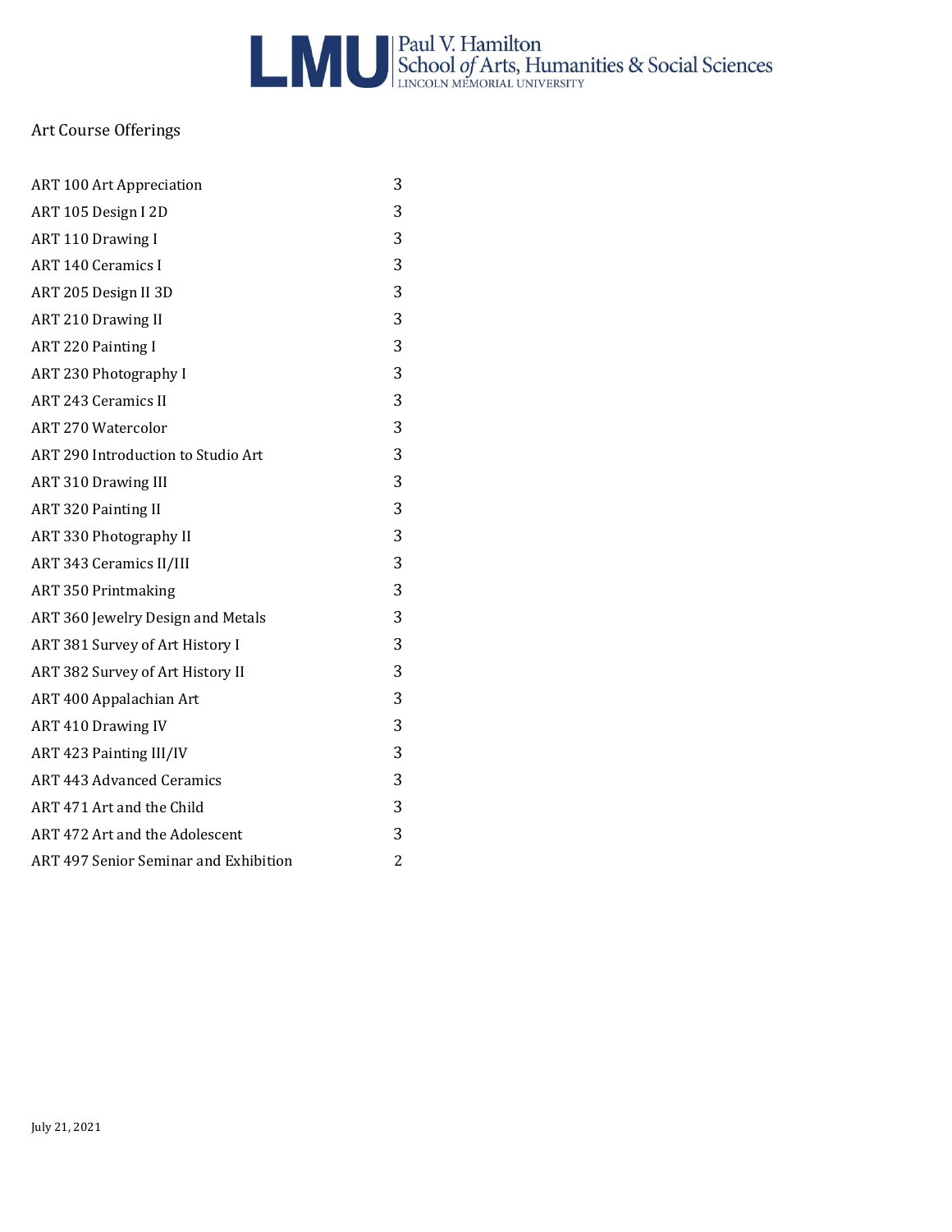LMU | Paul V. Hamilton School *of* Arts, Humanities & Social Sciences
LINCOLN MEMORIAL UNIVERSITY

Art Course Offerings

| | |
|---|---|
| ART 100 Art Appreciation | 3 |
| ART 105 Design I 2D | 3 |
| ART 110 Drawing I | 3 |
| ART 140 Ceramics I | 3 |
| ART 205 Design II 3D | 3 |
| ART 210 Drawing II | 3 |
| ART 220 Painting I | 3 |
| ART 230 Photography I | 3 |
| ART 243 Ceramics II | 3 |
| ART 270 Watercolor | 3 |
| ART 290 Introduction to Studio Art | 3 |
| ART 310 Drawing III | 3 |
| ART 320 Painting II | 3 |
| ART 330 Photography II | 3 |
| ART 343 Ceramics II/III | 3 |
| ART 350 Printmaking | 3 |
| ART 360 Jewelry Design and Metals | 3 |
| ART 381 Survey of Art History I | 3 |
| ART 382 Survey of Art History II | 3 |
| ART 400 Appalachian Art | 3 |
| ART 410 Drawing IV | 3 |
| ART 423 Painting III/IV | 3 |
| ART 443 Advanced Ceramics | 3 |
| ART 471 Art and the Child | 3 |
| ART 472 Art and the Adolescent | 3 |
| ART 497 Senior Seminar and Exhibition | 2 |

July 21, 2021